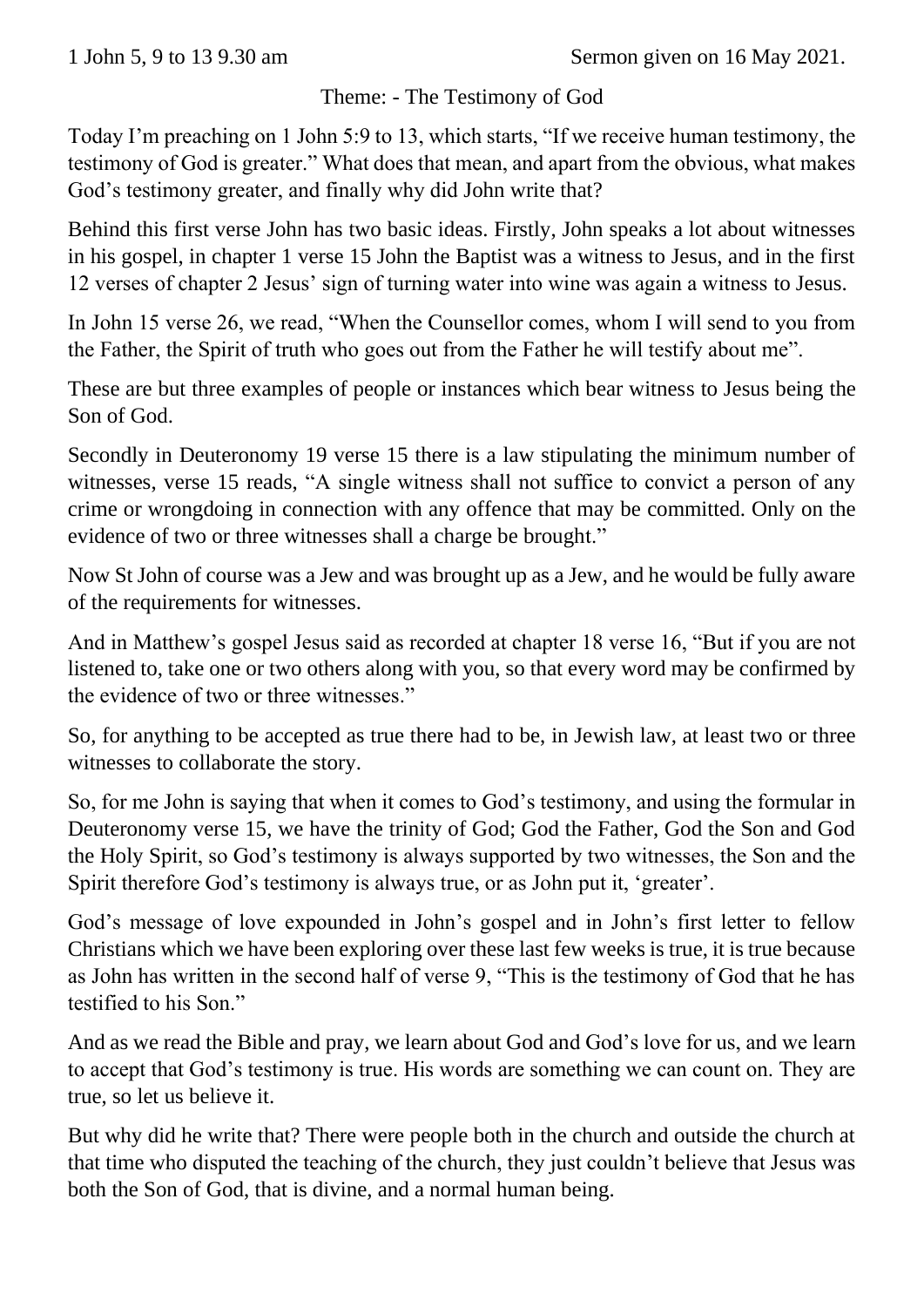1 John 5, 9 to 13 9.30 am Sermon given on 16 May 2021.

Theme: - The Testimony of God

Today I'm preaching on 1 John 5:9 to 13, which starts, "If we receive human testimony, the testimony of God is greater." What does that mean, and apart from the obvious, what makes God's testimony greater, and finally why did John write that?

Behind this first verse John has two basic ideas. Firstly, John speaks a lot about witnesses in his gospel, in chapter 1 verse 15 John the Baptist was a witness to Jesus, and in the first 12 verses of chapter 2 Jesus' sign of turning water into wine was again a witness to Jesus.

In John 15 verse 26, we read, "When the Counsellor comes, whom I will send to you from the Father, the Spirit of truth who goes out from the Father he will testify about me".

These are but three examples of people or instances which bear witness to Jesus being the Son of God.

Secondly in Deuteronomy 19 verse 15 there is a law stipulating the minimum number of witnesses, verse 15 reads, "A single witness shall not suffice to convict a person of any crime or wrongdoing in connection with any offence that may be committed. Only on the evidence of two or three witnesses shall a charge be brought."

Now St John of course was a Jew and was brought up as a Jew, and he would be fully aware of the requirements for witnesses.

And in Matthew's gospel Jesus said as recorded at chapter 18 verse 16, "But if you are not listened to, take one or two others along with you, so that every word may be confirmed by the evidence of two or three witnesses."

So, for anything to be accepted as true there had to be, in Jewish law, at least two or three witnesses to collaborate the story.

So, for me John is saying that when it comes to God's testimony, and using the formular in Deuteronomy verse 15, we have the trinity of God; God the Father, God the Son and God the Holy Spirit, so God's testimony is always supported by two witnesses, the Son and the Spirit therefore God's testimony is always true, or as John put it, 'greater'.

God's message of love expounded in John's gospel and in John's first letter to fellow Christians which we have been exploring over these last few weeks is true, it is true because as John has written in the second half of verse 9, "This is the testimony of God that he has testified to his Son."

And as we read the Bible and pray, we learn about God and God's love for us, and we learn to accept that God's testimony is true. His words are something we can count on. They are true, so let us believe it.

But why did he write that? There were people both in the church and outside the church at that time who disputed the teaching of the church, they just couldn't believe that Jesus was both the Son of God, that is divine, and a normal human being.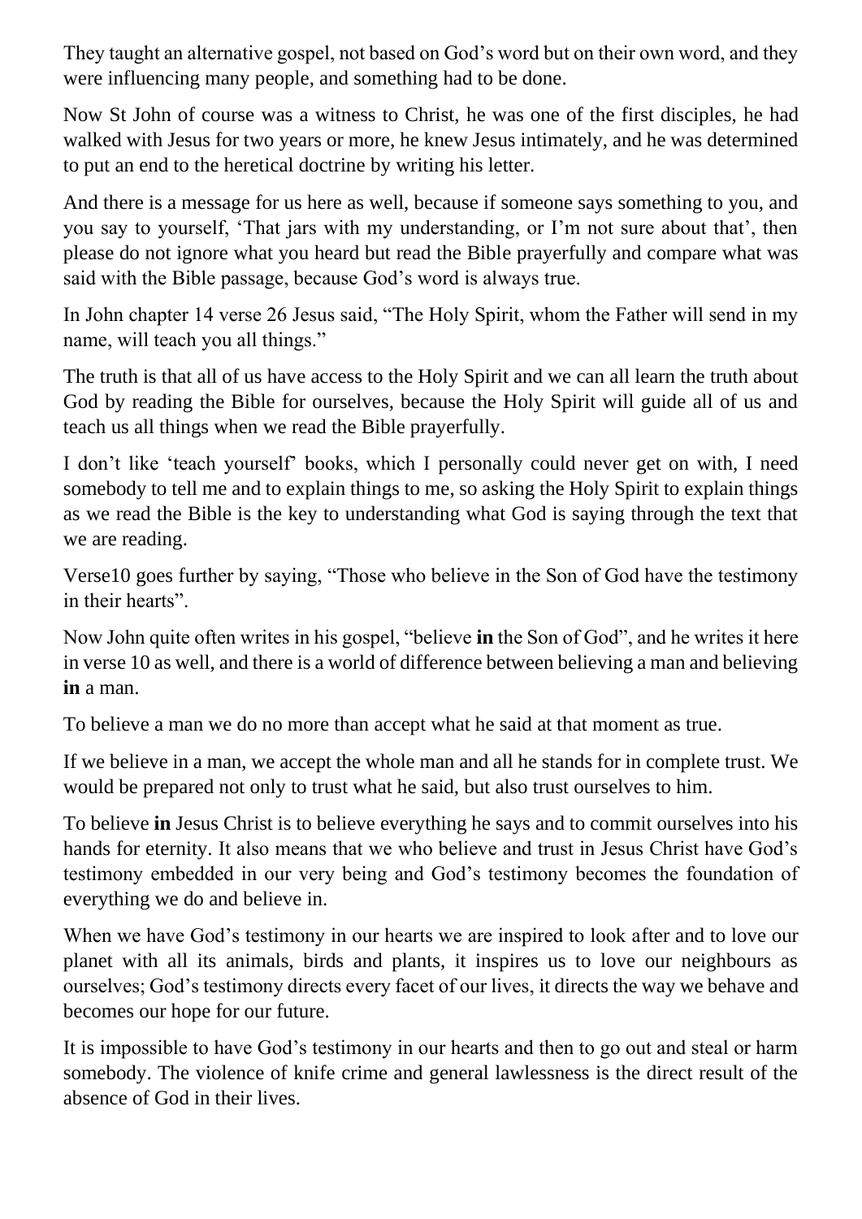They taught an alternative gospel, not based on God's word but on their own word, and they were influencing many people, and something had to be done.

Now St John of course was a witness to Christ, he was one of the first disciples, he had walked with Jesus for two years or more, he knew Jesus intimately, and he was determined to put an end to the heretical doctrine by writing his letter.

And there is a message for us here as well, because if someone says something to you, and you say to yourself, 'That jars with my understanding, or I'm not sure about that', then please do not ignore what you heard but read the Bible prayerfully and compare what was said with the Bible passage, because God's word is always true.

In John chapter 14 verse 26 Jesus said, "The Holy Spirit, whom the Father will send in my name, will teach you all things."

The truth is that all of us have access to the Holy Spirit and we can all learn the truth about God by reading the Bible for ourselves, because the Holy Spirit will guide all of us and teach us all things when we read the Bible prayerfully.

I don't like 'teach yourself' books, which I personally could never get on with, I need somebody to tell me and to explain things to me, so asking the Holy Spirit to explain things as we read the Bible is the key to understanding what God is saying through the text that we are reading.

Verse10 goes further by saying, "Those who believe in the Son of God have the testimony in their hearts".

Now John quite often writes in his gospel, "believe **in** the Son of God", and he writes it here in verse 10 as well, and there is a world of difference between believing a man and believing **in** a man.

To believe a man we do no more than accept what he said at that moment as true.

If we believe in a man, we accept the whole man and all he stands for in complete trust. We would be prepared not only to trust what he said, but also trust ourselves to him.

To believe **in** Jesus Christ is to believe everything he says and to commit ourselves into his hands for eternity. It also means that we who believe and trust in Jesus Christ have God's testimony embedded in our very being and God's testimony becomes the foundation of everything we do and believe in.

When we have God's testimony in our hearts we are inspired to look after and to love our planet with all its animals, birds and plants, it inspires us to love our neighbours as ourselves; God's testimony directs every facet of our lives, it directs the way we behave and becomes our hope for our future.

It is impossible to have God's testimony in our hearts and then to go out and steal or harm somebody. The violence of knife crime and general lawlessness is the direct result of the absence of God in their lives.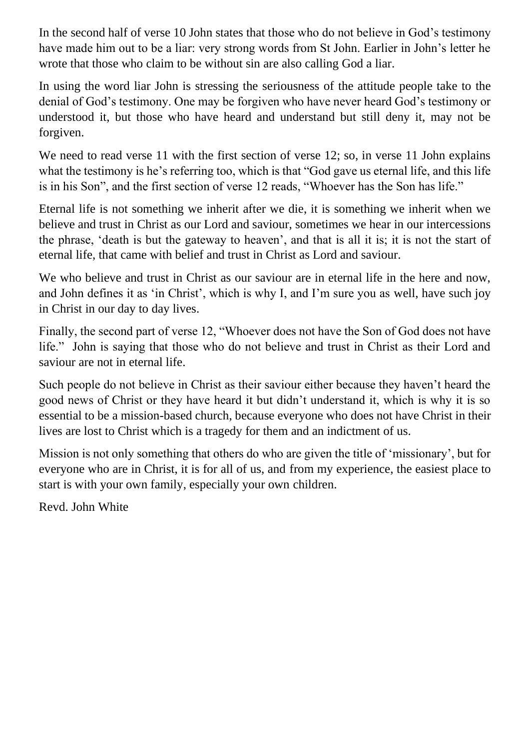In the second half of verse 10 John states that those who do not believe in God's testimony have made him out to be a liar: very strong words from St John. Earlier in John's letter he wrote that those who claim to be without sin are also calling God a liar.

In using the word liar John is stressing the seriousness of the attitude people take to the denial of God's testimony. One may be forgiven who have never heard God's testimony or understood it, but those who have heard and understand but still deny it, may not be forgiven.

We need to read verse 11 with the first section of verse 12; so, in verse 11 John explains what the testimony is he's referring too, which is that "God gave us eternal life, and this life is in his Son", and the first section of verse 12 reads, "Whoever has the Son has life."

Eternal life is not something we inherit after we die, it is something we inherit when we believe and trust in Christ as our Lord and saviour, sometimes we hear in our intercessions the phrase, 'death is but the gateway to heaven', and that is all it is; it is not the start of eternal life, that came with belief and trust in Christ as Lord and saviour.

We who believe and trust in Christ as our saviour are in eternal life in the here and now, and John defines it as 'in Christ', which is why I, and I'm sure you as well, have such joy in Christ in our day to day lives.

Finally, the second part of verse 12, "Whoever does not have the Son of God does not have life." John is saying that those who do not believe and trust in Christ as their Lord and saviour are not in eternal life.

Such people do not believe in Christ as their saviour either because they haven't heard the good news of Christ or they have heard it but didn't understand it, which is why it is so essential to be a mission-based church, because everyone who does not have Christ in their lives are lost to Christ which is a tragedy for them and an indictment of us.

Mission is not only something that others do who are given the title of 'missionary', but for everyone who are in Christ, it is for all of us, and from my experience, the easiest place to start is with your own family, especially your own children.

Revd. John White